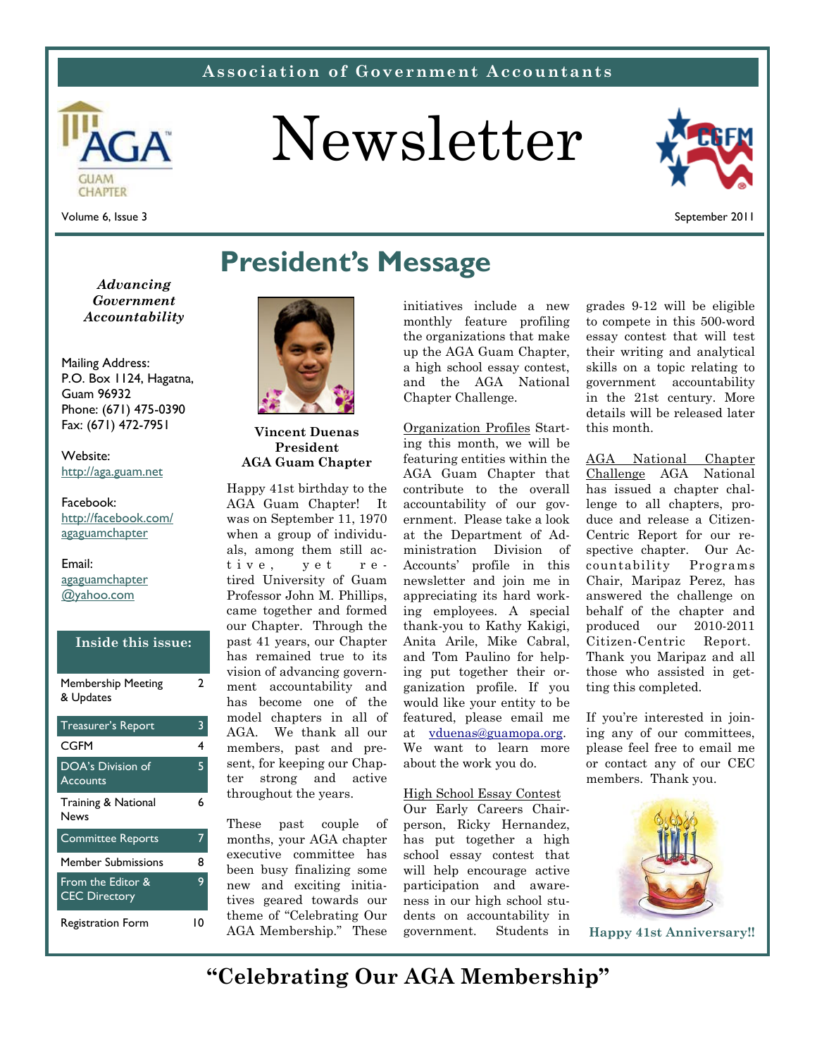**Association of Government Accountants**

# Newsletter

Volume 6, Issue 3

September 2011

*Advancing Government Accountability*

Mailing Address:
P.O. Box 1124, Hagatna, Guam 96932
Phone: (671) 475-0390
Fax: (671) 472-7951

Website:
http://aga.guam.net

Facebook:
http://facebook.com/agaguamchapter

Email:
agaguamchapter@yahoo.com

**Inside this issue:**

| | |
|---|---|
| Membership Meeting & Updates | 2 |
| Treasurer's Report | 3 |
| CGFM | 4 |
| DOA's Division of Accounts | 5 |
| Training & National News | 6 |
| Committee Reports | 7 |
| Member Submissions | 8 |
| From the Editor & CEC Directory | 9 |
| Registration Form | 10 |

## President's Message

**Vincent Duenas**
**President**
**AGA Guam Chapter**

Happy 41st birthday to the AGA Guam Chapter! It was on September 11, 1970 when a group of individuals, among them still active, yet retired University of Guam Professor John M. Phillips, came together and formed our Chapter. Through the past 41 years, our Chapter has remained true to its vision of advancing government accountability and has become one of the model chapters in all of AGA. We thank all our members, past and present, for keeping our Chapter strong and active throughout the years.

These past couple of months, your AGA chapter executive committee has been busy finalizing some new and exciting initiatives geared towards our theme of "Celebrating Our AGA Membership." These initiatives include a new monthly feature profiling the organizations that make up the AGA Guam Chapter, a high school essay contest, and the AGA National Chapter Challenge.

Organization Profiles Starting this month, we will be featuring entities within the AGA Guam Chapter that contribute to the overall accountability of our government. Please take a look at the Department of Administration Division of Accounts' profile in this newsletter and join me in appreciating its hard working employees. A special thank-you to Kathy Kakigi, Anita Arile, Mike Cabral, and Tom Paulino for helping put together their organization profile. If you would like your entity to be featured, please email me at vduenas@guamopa.org. We want to learn more about the work you do.

High School Essay Contest Our Early Careers Chairperson, Ricky Hernandez, has put together a high school essay contest that will help encourage active participation and awareness in our high school students on accountability in government. Students in grades 9-12 will be eligible to compete in this 500-word essay contest that will test their writing and analytical skills on a topic relating to government accountability in the 21st century. More details will be released later this month.

AGA National Chapter Challenge AGA National has issued a chapter challenge to all chapters, produce and release a Citizen-Centric Report for our respective chapter. Our Accountability Programs Chair, Maripaz Perez, has answered the challenge on behalf of the chapter and produced our 2010-2011 Citizen-Centric Report. Thank you Maripaz and all those who assisted in getting this completed.

If you're interested in joining any of our committees, please feel free to email me or contact any of our CEC members. Thank you.

**Happy 41st Anniversary!!**

**"Celebrating Our AGA Membership"**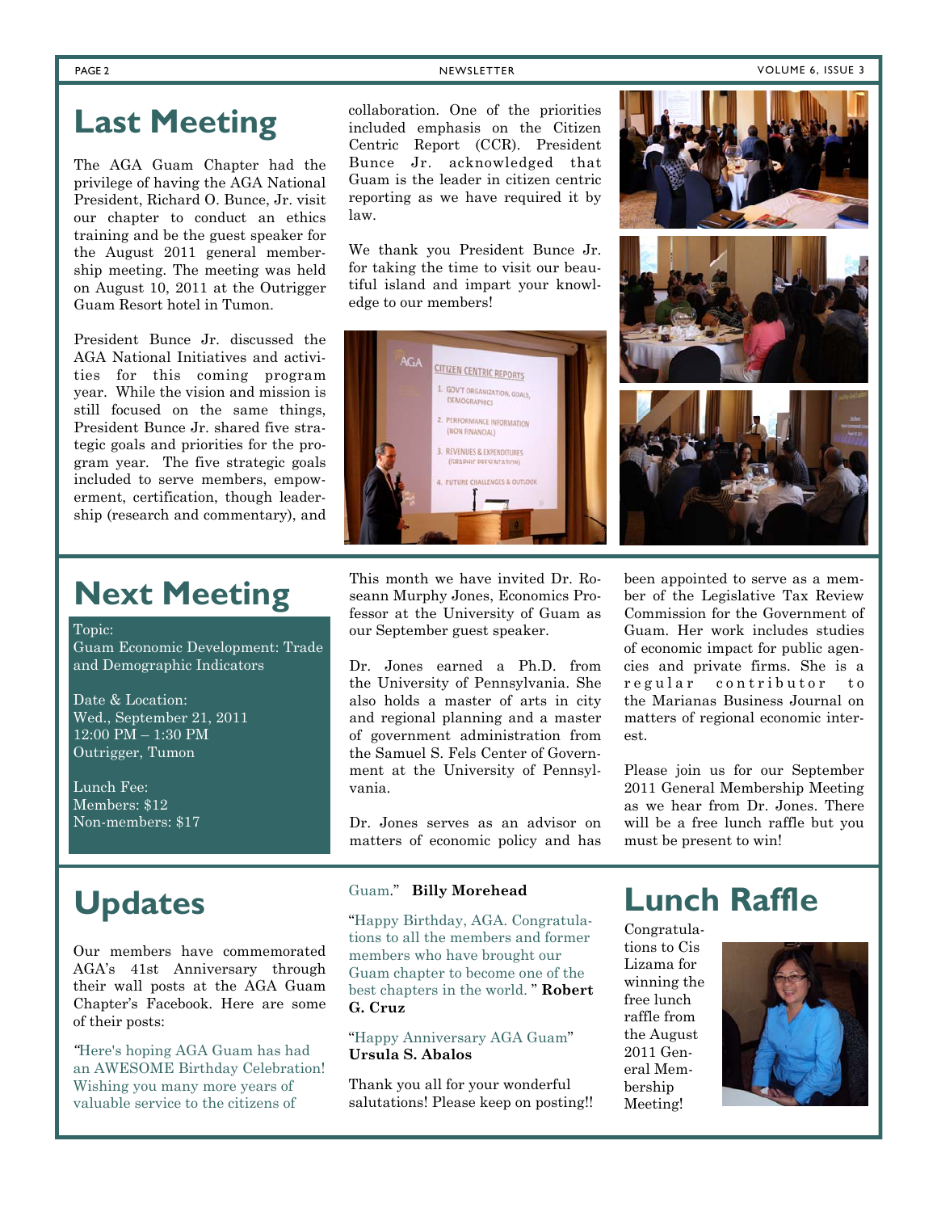## Last Meeting

The AGA Guam Chapter had the privilege of having the AGA National President, Richard O. Bunce, Jr. visit our chapter to conduct an ethics training and be the guest speaker for the August 2011 general membership meeting. The meeting was held on August 10, 2011 at the Outrigger Guam Resort hotel in Tumon.

President Bunce Jr. discussed the AGA National Initiatives and activities for this coming program year. While the vision and mission is still focused on the same things, President Bunce Jr. shared five strategic goals and priorities for the program year. The five strategic goals included to serve members, empowerment, certification, though leadership (research and commentary), and collaboration. One of the priorities included emphasis on the Citizen Centric Report (CCR). President Bunce Jr. acknowledged that Guam is the leader in citizen centric reporting as we have required it by law.

We thank you President Bunce Jr. for taking the time to visit our beautiful island and impart your knowledge to our members!

## Next Meeting

Topic:
Guam Economic Development: Trade and Demographic Indicators

Date & Location:
Wed., September 21, 2011
12:00 PM – 1:30 PM
Outrigger, Tumon

Lunch Fee:
Members: $12
Non-members: $17

This month we have invited Dr. Roseann Murphy Jones, Economics Professor at the University of Guam as our September guest speaker.

Dr. Jones earned a Ph.D. from the University of Pennsylvania. She also holds a master of arts in city and regional planning and a master of government administration from the Samuel S. Fels Center of Government at the University of Pennsylvania.

Dr. Jones serves as an advisor on matters of economic policy and has been appointed to serve as a member of the Legislative Tax Review Commission for the Government of Guam. Her work includes studies of economic impact for public agencies and private firms. She is a regular contributor to the Marianas Business Journal on matters of regional economic interest.

Please join us for our September 2011 General Membership Meeting as we hear from Dr. Jones. There will be a free lunch raffle but you must be present to win!

## Updates

Our members have commemorated AGA's 41st Anniversary through their wall posts at the AGA Guam Chapter's Facebook. Here are some of their posts:

"Here's hoping AGA Guam has had an AWESOME Birthday Celebration! Wishing you many more years of valuable service to the citizens of Guam." **Billy Morehead**

"Happy Birthday, AGA. Congratulations to all the members and former members who have brought our Guam chapter to become one of the best chapters in the world. " **Robert G. Cruz**

"Happy Anniversary AGA Guam" **Ursula S. Abalos**

Thank you all for your wonderful salutations! Please keep on posting!!

## Lunch Raffle

Congratulations to Cis Lizama for winning the free lunch raffle from the August 2011 General Membership Meeting!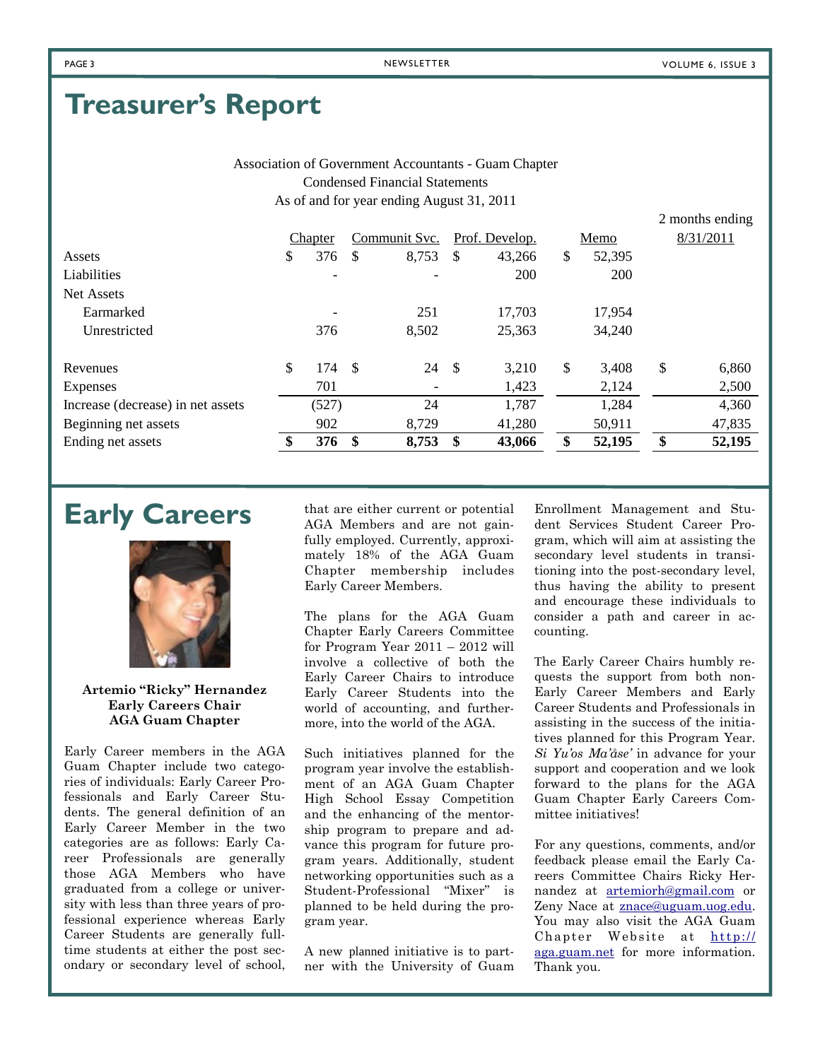# Treasurer's Report

Association of Government Accountants - Guam Chapter
Condensed Financial Statements
As of and for year ending August 31, 2011

| | Chapter | Communit Svc. | Prof. Develop. | Memo | 2 months ending 8/31/2011 |
|---|---|---|---|---|---|
| Assets | $ 376 | $ 8,753 | $ 43,266 | $ 52,395 | |
| Liabilities | - | - | 200 | 200 | |
| Net Assets | | | | | |
| Earmarked | - | 251 | 17,703 | 17,954 | |
| Unrestricted | 376 | 8,502 | 25,363 | 34,240 | |
| Revenues | $ 174 | $ 24 | $ 3,210 | $ 3,408 | $ 6,860 |
| Expenses | 701 | - | 1,423 | 2,124 | 2,500 |
| Increase (decrease) in net assets | (527) | 24 | 1,787 | 1,284 | 4,360 |
| Beginning net assets | 902 | 8,729 | 41,280 | 50,911 | 47,835 |
| Ending net assets | **$ 376** | **$ 8,753** | **$ 43,066** | **$ 52,195** | **$ 52,195** |

# Early Careers

**Artemio "Ricky" Hernandez**
**Early Careers Chair**
**AGA Guam Chapter**

Early Career members in the AGA Guam Chapter include two categories of individuals: Early Career Professionals and Early Career Students. The general definition of an Early Career Member in the two categories are as follows: Early Career Professionals are generally those AGA Members who have graduated from a college or university with less than three years of professional experience whereas Early Career Students are generally full-time students at either the post secondary or secondary level of school, that are either current or potential AGA Members and are not gainfully employed. Currently, approximately 18% of the AGA Guam Chapter membership includes Early Career Members.

The plans for the AGA Guam Chapter Early Careers Committee for Program Year 2011 – 2012 will involve a collective of both the Early Career Chairs to introduce Early Career Students into the world of accounting, and furthermore, into the world of the AGA.

Such initiatives planned for the program year involve the establishment of an AGA Guam Chapter High School Essay Competition and the enhancing of the mentorship program to prepare and advance this program for future program years. Additionally, student networking opportunities such as a Student-Professional "Mixer" is planned to be held during the program year.

A new planned initiative is to partner with the University of Guam Enrollment Management and Student Services Student Career Program, which will aim at assisting the secondary level students in transitioning into the post-secondary level, thus having the ability to present and encourage these individuals to consider a path and career in accounting.

The Early Career Chairs humbly requests the support from both non-Early Career Members and Early Career Students and Professionals in assisting in the success of the initiatives planned for this Program Year. *Si Yu'os Ma'åse'* in advance for your support and cooperation and we look forward to the plans for the AGA Guam Chapter Early Careers Committee initiatives!

For any questions, comments, and/or feedback please email the Early Careers Committee Chairs Ricky Hernandez at artemiorh@gmail.com or Zeny Nace at znace@uguam.uog.edu. You may also visit the AGA Guam Chapter Website at http://aga.guam.net for more information. Thank you.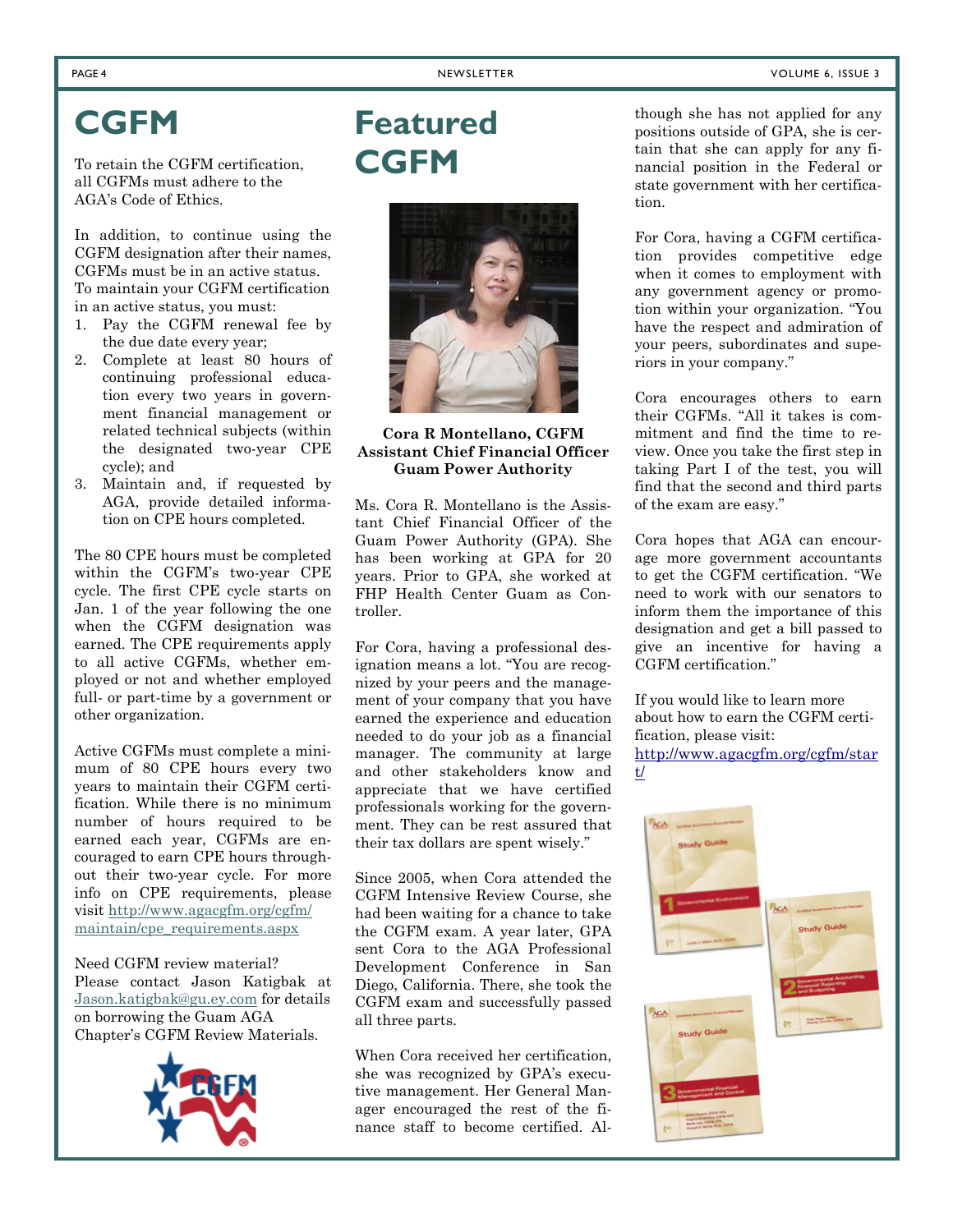# CGFM

To retain the CGFM certification, all CGFMs must adhere to the AGA's Code of Ethics.

In addition, to continue using the CGFM designation after their names, CGFMs must be in an active status. To maintain your CGFM certification in an active status, you must:

1. Pay the CGFM renewal fee by the due date every year;
2. Complete at least 80 hours of continuing professional education every two years in government financial management or related technical subjects (within the designated two-year CPE cycle); and
3. Maintain and, if requested by AGA, provide detailed information on CPE hours completed.

The 80 CPE hours must be completed within the CGFM's two-year CPE cycle. The first CPE cycle starts on Jan. 1 of the year following the one when the CGFM designation was earned. The CPE requirements apply to all active CGFMs, whether employed or not and whether employed full- or part-time by a government or other organization.

Active CGFMs must complete a minimum of 80 CPE hours every two years to maintain their CGFM certification. While there is no minimum number of hours required to be earned each year, CGFMs are encouraged to earn CPE hours throughout their two-year cycle. For more info on CPE requirements, please visit http://www.agacgfm.org/cgfm/maintain/cpe_requirements.aspx

Need CGFM review material? Please contact Jason Katigbak at Jason.katigbak@gu.ey.com for details on borrowing the Guam AGA Chapter's CGFM Review Materials.

# Featured CGFM

**Cora R Montellano, CGFM**
**Assistant Chief Financial Officer**
**Guam Power Authority**

Ms. Cora R. Montellano is the Assistant Chief Financial Officer of the Guam Power Authority (GPA). She has been working at GPA for 20 years. Prior to GPA, she worked at FHP Health Center Guam as Controller.

For Cora, having a professional designation means a lot. "You are recognized by your peers and the management of your company that you have earned the experience and education needed to do your job as a financial manager. The community at large and other stakeholders know and appreciate that we have certified professionals working for the government. They can be rest assured that their tax dollars are spent wisely."

Since 2005, when Cora attended the CGFM Intensive Review Course, she had been waiting for a chance to take the CGFM exam. A year later, GPA sent Cora to the AGA Professional Development Conference in San Diego, California. There, she took the CGFM exam and successfully passed all three parts.

When Cora received her certification, she was recognized by GPA's executive management. Her General Manager encouraged the rest of the finance staff to become certified. Although she has not applied for any positions outside of GPA, she is certain that she can apply for any financial position in the Federal or state government with her certification.

For Cora, having a CGFM certification provides competitive edge when it comes to employment with any government agency or promotion within your organization. "You have the respect and admiration of your peers, subordinates and superiors in your company."

Cora encourages others to earn their CGFMs. "All it takes is commitment and find the time to review. Once you take the first step in taking Part I of the test, you will find that the second and third parts of the exam are easy."

Cora hopes that AGA can encourage more government accountants to get the CGFM certification. "We need to work with our senators to inform them the importance of this designation and get a bill passed to give an incentive for having a CGFM certification."

If you would like to learn more about how to earn the CGFM certification, please visit: http://www.agacgfm.org/cgfm/start/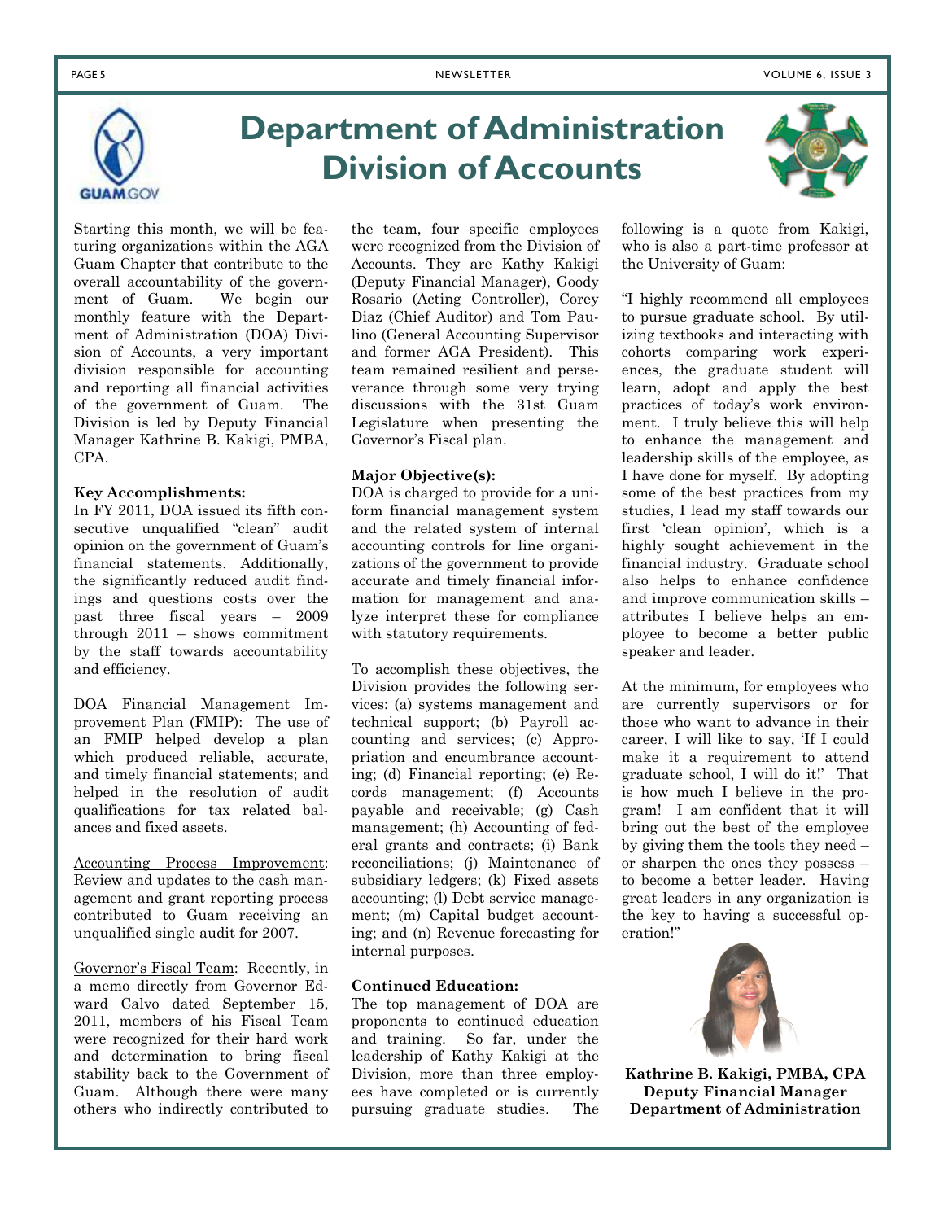# Department of Administration Division of Accounts

Starting this month, we will be featuring organizations within the AGA Guam Chapter that contribute to the overall accountability of the government of Guam. We begin our monthly feature with the Department of Administration (DOA) Division of Accounts, a very important division responsible for accounting and reporting all financial activities of the government of Guam. The Division is led by Deputy Financial Manager Kathrine B. Kakigi, PMBA, CPA.

**Key Accomplishments:**

In FY 2011, DOA issued its fifth consecutive unqualified "clean" audit opinion on the government of Guam's financial statements. Additionally, the significantly reduced audit findings and questions costs over the past three fiscal years – 2009 through 2011 – shows commitment by the staff towards accountability and efficiency.

<u>DOA Financial Management Improvement Plan (FMIP):</u> The use of an FMIP helped develop a plan which produced reliable, accurate, and timely financial statements; and helped in the resolution of audit qualifications for tax related balances and fixed assets.

<u>Accounting Process Improvement</u>: Review and updates to the cash management and grant reporting process contributed to Guam receiving an unqualified single audit for 2007.

<u>Governor's Fiscal Team</u>: Recently, in a memo directly from Governor Edward Calvo dated September 15, 2011, members of his Fiscal Team were recognized for their hard work and determination to bring fiscal stability back to the Government of Guam. Although there were many others who indirectly contributed to the team, four specific employees were recognized from the Division of Accounts. They are Kathy Kakigi (Deputy Financial Manager), Goody Rosario (Acting Controller), Corey Diaz (Chief Auditor) and Tom Paulino (General Accounting Supervisor and former AGA President). This team remained resilient and perseverance through some very trying discussions with the 31st Guam Legislature when presenting the Governor's Fiscal plan.

**Major Objective(s):**

DOA is charged to provide for a uniform financial management system and the related system of internal accounting controls for line organizations of the government to provide accurate and timely financial information for management and analyze interpret these for compliance with statutory requirements.

To accomplish these objectives, the Division provides the following services: (a) systems management and technical support; (b) Payroll accounting and services; (c) Appropriation and encumbrance accounting; (d) Financial reporting; (e) Records management; (f) Accounts payable and receivable; (g) Cash management; (h) Accounting of federal grants and contracts; (i) Bank reconciliations; (j) Maintenance of subsidiary ledgers; (k) Fixed assets accounting; (l) Debt service management; (m) Capital budget accounting; and (n) Revenue forecasting for internal purposes.

**Continued Education:**

The top management of DOA are proponents to continued education and training. So far, under the leadership of Kathy Kakigi at the Division, more than three employees have completed or is currently pursuing graduate studies. The following is a quote from Kakigi, who is also a part-time professor at the University of Guam:

"I highly recommend all employees to pursue graduate school. By utilizing textbooks and interacting with cohorts comparing work experiences, the graduate student will learn, adopt and apply the best practices of today's work environment. I truly believe this will help to enhance the management and leadership skills of the employee, as I have done for myself. By adopting some of the best practices from my studies, I lead my staff towards our first 'clean opinion', which is a highly sought achievement in the financial industry. Graduate school also helps to enhance confidence and improve communication skills – attributes I believe helps an employee to become a better public speaker and leader.

At the minimum, for employees who are currently supervisors or for those who want to advance in their career, I will like to say, 'If I could make it a requirement to attend graduate school, I will do it!' That is how much I believe in the program! I am confident that it will bring out the best of the employee by giving them the tools they need – or sharpen the ones they possess – to become a better leader. Having great leaders in any organization is the key to having a successful operation!"

**Kathrine B. Kakigi, PMBA, CPA**
**Deputy Financial Manager**
**Department of Administration**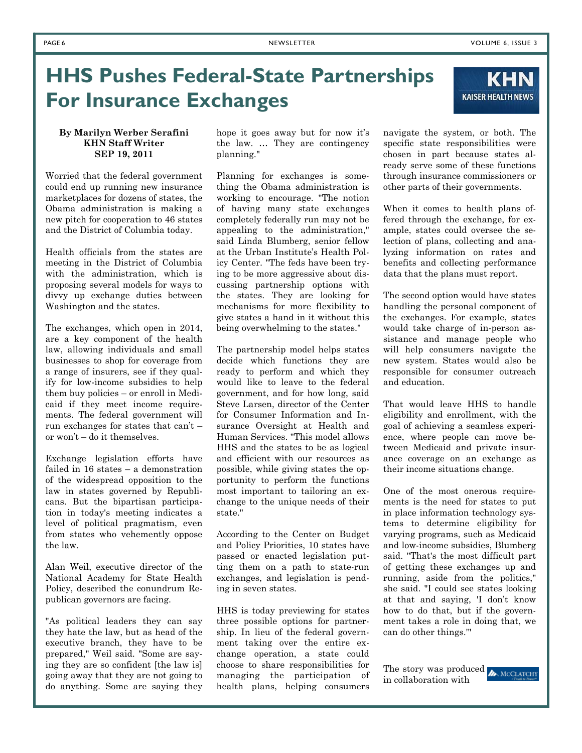# HHS Pushes Federal-State Partnerships For Insurance Exchanges

**By Marilyn Werber Serafini**
**KHN Staff Writer**
**SEP 19, 2011**

Worried that the federal government could end up running new insurance marketplaces for dozens of states, the Obama administration is making a new pitch for cooperation to 46 states and the District of Columbia today.

Health officials from the states are meeting in the District of Columbia with the administration, which is proposing several models for ways to divvy up exchange duties between Washington and the states.

The exchanges, which open in 2014, are a key component of the health law, allowing individuals and small businesses to shop for coverage from a range of insurers, see if they qualify for low-income subsidies to help them buy policies – or enroll in Medicaid if they meet income requirements. The federal government will run exchanges for states that can't – or won't – do it themselves.

Exchange legislation efforts have failed in 16 states – a demonstration of the widespread opposition to the law in states governed by Republicans. But the bipartisan participation in today's meeting indicates a level of political pragmatism, even from states who vehemently oppose the law.

Alan Weil, executive director of the National Academy for State Health Policy, described the conundrum Republican governors are facing.

"As political leaders they can say they hate the law, but as head of the executive branch, they have to be prepared," Weil said. "Some are saying they are so confident [the law is] going away that they are not going to do anything. Some are saying they hope it goes away but for now it's the law. … They are contingency planning."

Planning for exchanges is something the Obama administration is working to encourage. "The notion of having many state exchanges completely federally run may not be appealing to the administration," said Linda Blumberg, senior fellow at the Urban Institute's Health Policy Center. "The feds have been trying to be more aggressive about discussing partnership options with the states. They are looking for mechanisms for more flexibility to give states a hand in it without this being overwhelming to the states."

The partnership model helps states decide which functions they are ready to perform and which they would like to leave to the federal government, and for how long, said Steve Larsen, director of the Center for Consumer Information and Insurance Oversight at Health and Human Services. "This model allows HHS and the states to be as logical and efficient with our resources as possible, while giving states the opportunity to perform the functions most important to tailoring an exchange to the unique needs of their state."

According to the Center on Budget and Policy Priorities, 10 states have passed or enacted legislation putting them on a path to state-run exchanges, and legislation is pending in seven states.

HHS is today previewing for states three possible options for partnership. In lieu of the federal government taking over the entire exchange operation, a state could choose to share responsibilities for managing the participation of health plans, helping consumers navigate the system, or both. The specific state responsibilities were chosen in part because states already serve some of these functions through insurance commissioners or other parts of their governments.

When it comes to health plans offered through the exchange, for example, states could oversee the selection of plans, collecting and analyzing information on rates and benefits and collecting performance data that the plans must report.

The second option would have states handling the personal component of the exchanges. For example, states would take charge of in-person assistance and manage people who will help consumers navigate the new system. States would also be responsible for consumer outreach and education.

That would leave HHS to handle eligibility and enrollment, with the goal of achieving a seamless experience, where people can move between Medicaid and private insurance coverage on an exchange as their income situations change.

One of the most onerous requirements is the need for states to put in place information technology systems to determine eligibility for varying programs, such as Medicaid and low-income subsidies, Blumberg said. "That's the most difficult part of getting these exchanges up and running, aside from the politics," she said. "I could see states looking at that and saying, 'I don't know how to do that, but if the government takes a role in doing that, we can do other things.'"

The story was produced in collaboration with McClatchy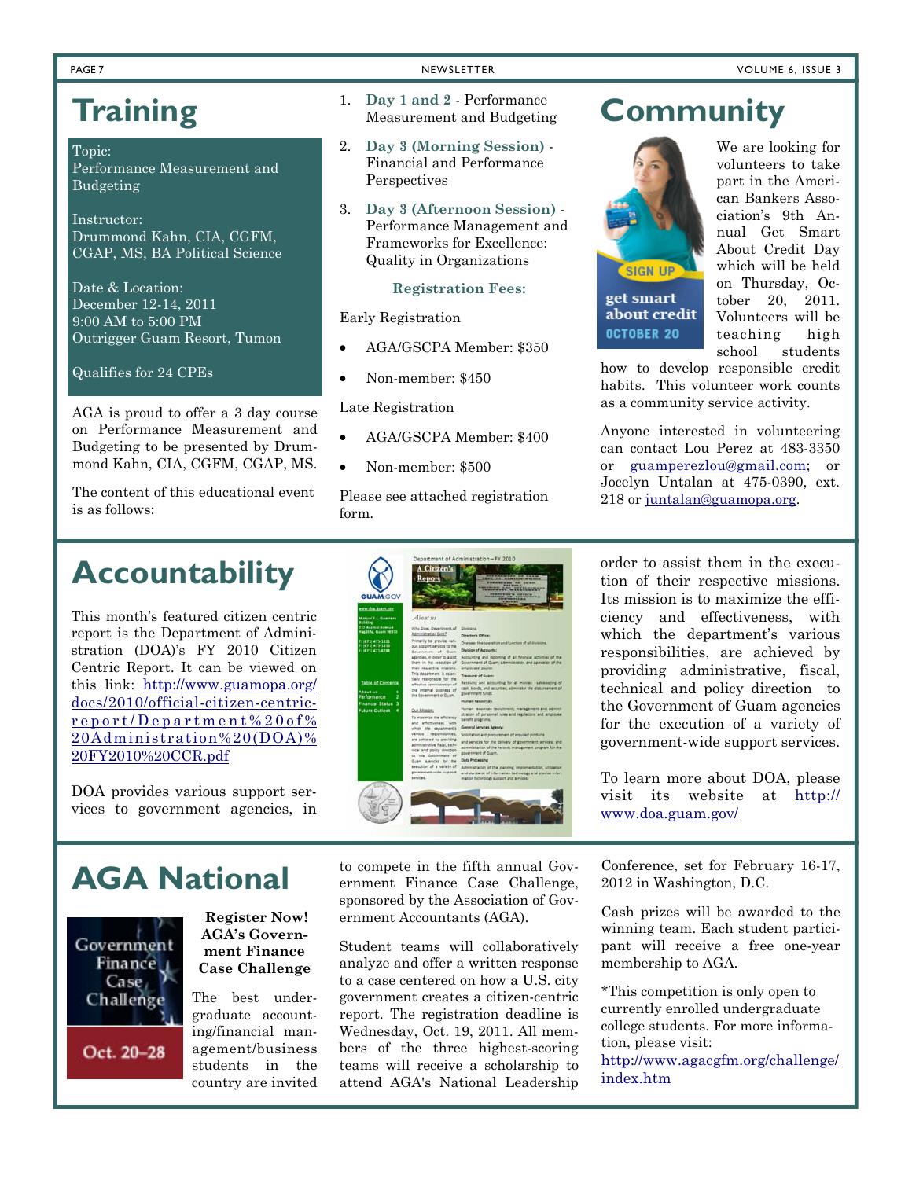# Training

Topic:
Performance Measurement and Budgeting

Instructor:
Drummond Kahn, CIA, CGFM, CGAP, MS, BA Political Science

Date & Location:
December 12-14, 2011
9:00 AM to 5:00 PM
Outrigger Guam Resort, Tumon

Qualifies for 24 CPEs

AGA is proud to offer a 3 day course on Performance Measurement and Budgeting to be presented by Drummond Kahn, CIA, CGFM, CGAP, MS.

The content of this educational event is as follows:

1. **Day 1 and 2** - Performance Measurement and Budgeting
2. **Day 3 (Morning Session)** - Financial and Performance Perspectives
3. **Day 3 (Afternoon Session)** - Performance Management and Frameworks for Excellence: Quality in Organizations

**Registration Fees:**

Early Registration

- AGA/GSCPA Member: $350
- Non-member: $450

Late Registration

- AGA/GSCPA Member: $400
- Non-member: $500

Please see attached registration form.

# Community

We are looking for volunteers to take part in the American Bankers Association's 9th Annual Get Smart About Credit Day which will be held on Thursday, October 20, 2011. Volunteers will be teaching high school students how to develop responsible credit habits. This volunteer work counts as a community service activity.

Anyone interested in volunteering can contact Lou Perez at 483-3350 or guamperezlou@gmail.com; or Jocelyn Untalan at 475-0390, ext. 218 or juntalan@guamopa.org.

# Accountability

This month's featured citizen centric report is the Department of Administration (DOA)'s FY 2010 Citizen Centric Report. It can be viewed on this link: http://www.guamopa.org/docs/2010/official-citizen-centric-report/Department%20of%20Administration%20(DOA)%20FY2010%20CCR.pdf

DOA provides various support services to government agencies, in order to assist them in the execution of their respective missions. Its mission is to maximize the efficiency and effectiveness, with which the department's various responsibilities, are achieved by providing administrative, fiscal, technical and policy direction to the Government of Guam agencies for the execution of a variety of government-wide support services.

To learn more about DOA, please visit its website at http://www.doa.guam.gov/

# AGA National

**Register Now! AGA's Government Finance Case Challenge**

The best undergraduate accounting/financial management/business students in the country are invited to compete in the fifth annual Government Finance Case Challenge, sponsored by the Association of Government Accountants (AGA).

Student teams will collaboratively analyze and offer a written response to a case centered on how a U.S. city government creates a citizen-centric report. The registration deadline is Wednesday, Oct. 19, 2011. All members of the three highest-scoring teams will receive a scholarship to attend AGA's National Leadership Conference, set for February 16-17, 2012 in Washington, D.C.

Cash prizes will be awarded to the winning team. Each student participant will receive a free one-year membership to AGA.

*This competition is only open to currently enrolled undergraduate college students. For more information, please visit: http://www.agacgfm.org/challenge/index.htm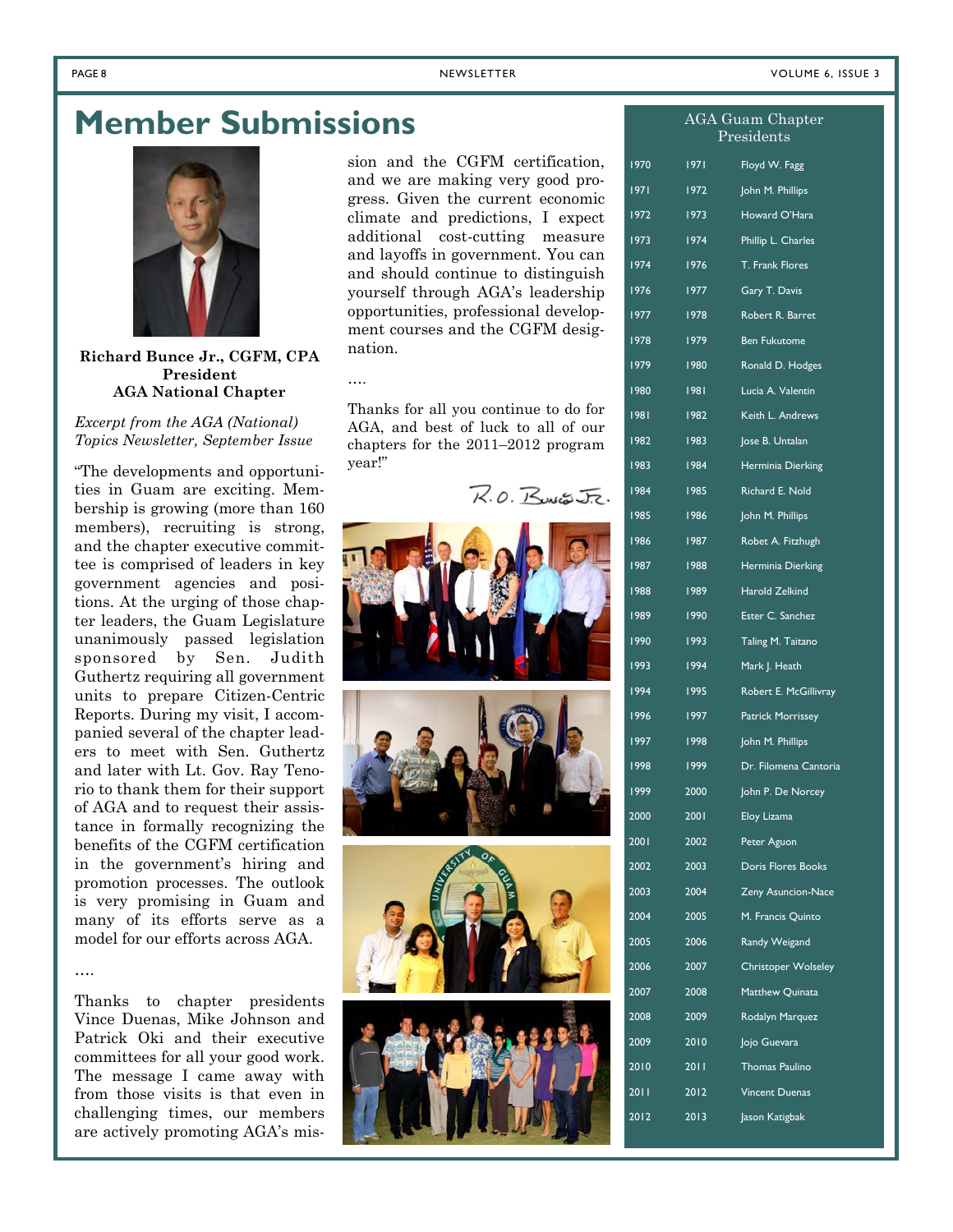# Member Submissions

**Richard Bunce Jr., CGFM, CPA**
**President**
**AGA National Chapter**

*Excerpt from the AGA (National) Topics Newsletter, September Issue*

"The developments and opportunities in Guam are exciting. Membership is growing (more than 160 members), recruiting is strong, and the chapter executive committee is comprised of leaders in key government agencies and positions. At the urging of those chapter leaders, the Guam Legislature unanimously passed legislation sponsored by Sen. Judith Guthertz requiring all government units to prepare Citizen-Centric Reports. During my visit, I accompanied several of the chapter leaders to meet with Sen. Guthertz and later with Lt. Gov. Ray Tenorio to thank them for their support of AGA and to request their assistance in formally recognizing the benefits of the CGFM certification in the government's hiring and promotion processes. The outlook is very promising in Guam and many of its efforts serve as a model for our efforts across AGA.

….

Thanks to chapter presidents Vince Duenas, Mike Johnson and Patrick Oki and their executive committees for all your good work. The message I came away with from those visits is that even in challenging times, our members are actively promoting AGA's mission and the CGFM certification, and we are making very good progress. Given the current economic climate and predictions, I expect additional cost-cutting measure and layoffs in government. You can and should continue to distinguish yourself through AGA's leadership opportunities, professional development courses and the CGFM designation.

….

Thanks for all you continue to do for AGA, and best of luck to all of our chapters for the 2011–2012 program year!"

R.O. Bunce Jr.

## AGA Guam Chapter Presidents

| | | |
|---|---|---|
| 1970 | 1971 | Floyd W. Fagg |
| 1971 | 1972 | John M. Phillips |
| 1972 | 1973 | Howard O'Hara |
| 1973 | 1974 | Phillip L. Charles |
| 1974 | 1976 | T. Frank Flores |
| 1976 | 1977 | Gary T. Davis |
| 1977 | 1978 | Robert R. Barret |
| 1978 | 1979 | Ben Fukutome |
| 1979 | 1980 | Ronald D. Hodges |
| 1980 | 1981 | Lucia A. Valentin |
| 1981 | 1982 | Keith L. Andrews |
| 1982 | 1983 | Jose B. Untalan |
| 1983 | 1984 | Herminia Dierking |
| 1984 | 1985 | Richard E. Nold |
| 1985 | 1986 | John M. Phillips |
| 1986 | 1987 | Robet A. Fitzhugh |
| 1987 | 1988 | Herminia Dierking |
| 1988 | 1989 | Harold Zelkind |
| 1989 | 1990 | Ester C. Sanchez |
| 1990 | 1993 | Taling M. Taitano |
| 1993 | 1994 | Mark J. Heath |
| 1994 | 1995 | Robert E. McGillivray |
| 1996 | 1997 | Patrick Morrissey |
| 1997 | 1998 | John M. Phillips |
| 1998 | 1999 | Dr. Filomena Cantoria |
| 1999 | 2000 | John P. De Norcey |
| 2000 | 2001 | Eloy Lizama |
| 2001 | 2002 | Peter Aguon |
| 2002 | 2003 | Doris Flores Books |
| 2003 | 2004 | Zeny Asuncion-Nace |
| 2004 | 2005 | M. Francis Quinto |
| 2005 | 2006 | Randy Weigand |
| 2006 | 2007 | Christoper Wolseley |
| 2007 | 2008 | Matthew Quinata |
| 2008 | 2009 | Rodalyn Marquez |
| 2009 | 2010 | Jojo Guevara |
| 2010 | 2011 | Thomas Paulino |
| 2011 | 2012 | Vincent Duenas |
| 2012 | 2013 | Jason Katigbak |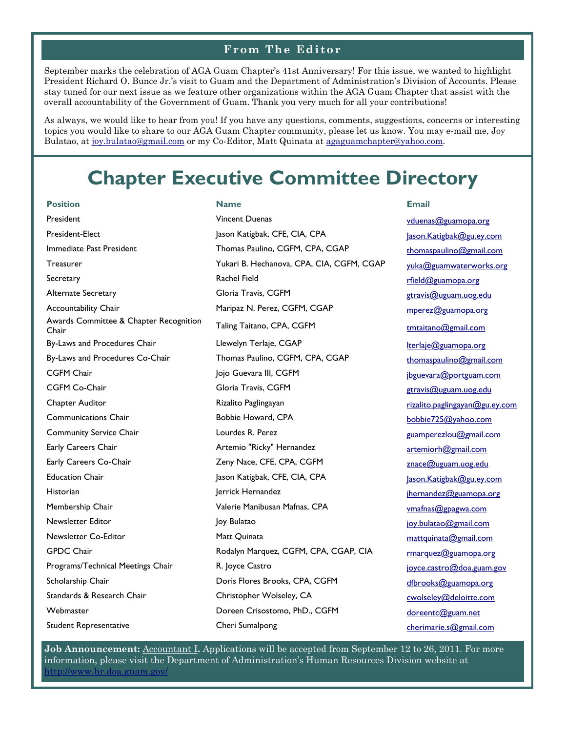## From The Editor

September marks the celebration of AGA Guam Chapter's 41st Anniversary! For this issue, we wanted to highlight President Richard O. Bunce Jr.'s visit to Guam and the Department of Administration's Division of Accounts. Please stay tuned for our next issue as we feature other organizations within the AGA Guam Chapter that assist with the overall accountability of the Government of Guam. Thank you very much for all your contributions!

As always, we would like to hear from you! If you have any questions, comments, suggestions, concerns or interesting topics you would like to share to our AGA Guam Chapter community, please let us know. You may e-mail me, Joy Bulatao, at joy.bulatao@gmail.com or my Co-Editor, Matt Quinata at agaguamchapter@yahoo.com.

# Chapter Executive Committee Directory

| Position | Name | Email |
|---|---|---|
| President | Vincent Duenas | vduenas@guamopa.org |
| President-Elect | Jason Katigbak, CFE, CIA, CPA | Jason.Katigbak@gu.ey.com |
| Immediate Past President | Thomas Paulino, CGFM, CPA, CGAP | thomaspaulino@gmail.com |
| Treasurer | Yukari B. Hechanova, CPA, CIA, CGFM, CGAP | yuka@guamwaterworks.org |
| Secretary | Rachel Field | rfield@guamopa.org |
| Alternate Secretary | Gloria Travis, CGFM | gtravis@uguam.uog.edu |
| Accountability Chair | Maripaz N. Perez, CGFM, CGAP | mperez@guamopa.org |
| Awards Committee & Chapter Recognition Chair | Taling Taitano, CPA, CGFM | tmtaitano@gmail.com |
| By-Laws and Procedures Chair | Llewelyn Terlaje, CGAP | lterlaje@guamopa.org |
| By-Laws and Procedures Co-Chair | Thomas Paulino, CGFM, CPA, CGAP | thomaspaulino@gmail.com |
| CGFM Chair | Jojo Guevara III, CGFM | jbguevara@portguam.com |
| CGFM Co-Chair | Gloria Travis, CGFM | gtravis@uguam.uog.edu |
| Chapter Auditor | Rizalito Paglingayan | rizalito.paglingayan@gu.ey.com |
| Communications Chair | Bobbie Howard, CPA | bobbie725@yahoo.com |
| Community Service Chair | Lourdes R. Perez | guamperezlou@gmail.com |
| Early Careers Chair | Artemio "Ricky" Hernandez | artemiorh@gmail.com |
| Early Careers Co-Chair | Zeny Nace, CFE, CPA, CGFM | znace@uguam.uog.edu |
| Education Chair | Jason Katigbak, CFE, CIA, CPA | Jason.Katigbak@gu.ey.com |
| Historian | Jerrick Hernandez | jhernandez@guamopa.org |
| Membership Chair | Valerie Manibusan Mafnas, CPA | vmafnas@gpagwa.com |
| Newsletter Editor | Joy Bulatao | joy.bulatao@gmail.com |
| Newsletter Co-Editor | Matt Quinata | mattquinata@gmail.com |
| GPDC Chair | Rodalyn Marquez, CGFM, CPA, CGAP, CIA | rmarquez@guamopa.org |
| Programs/Technical Meetings Chair | R. Joyce Castro | joyce.castro@doa.guam.gov |
| Scholarship Chair | Doris Flores Brooks, CPA, CGFM | dfbrooks@guamopa.org |
| Standards & Research Chair | Christopher Wolseley, CA | cwolseley@deloitte.com |
| Webmaster | Doreen Crisostomo, PhD., CGFM | doreentc@guam.net |
| Student Representative | Cheri Sumalpong | cherimarie.s@gmail.com |

**Job Announcement:** Accountant I**.** Applications will be accepted from September 12 to 26, 2011. For more information, please visit the Department of Administration's Human Resources Division website at http://www.hr.doa.guam.gov/